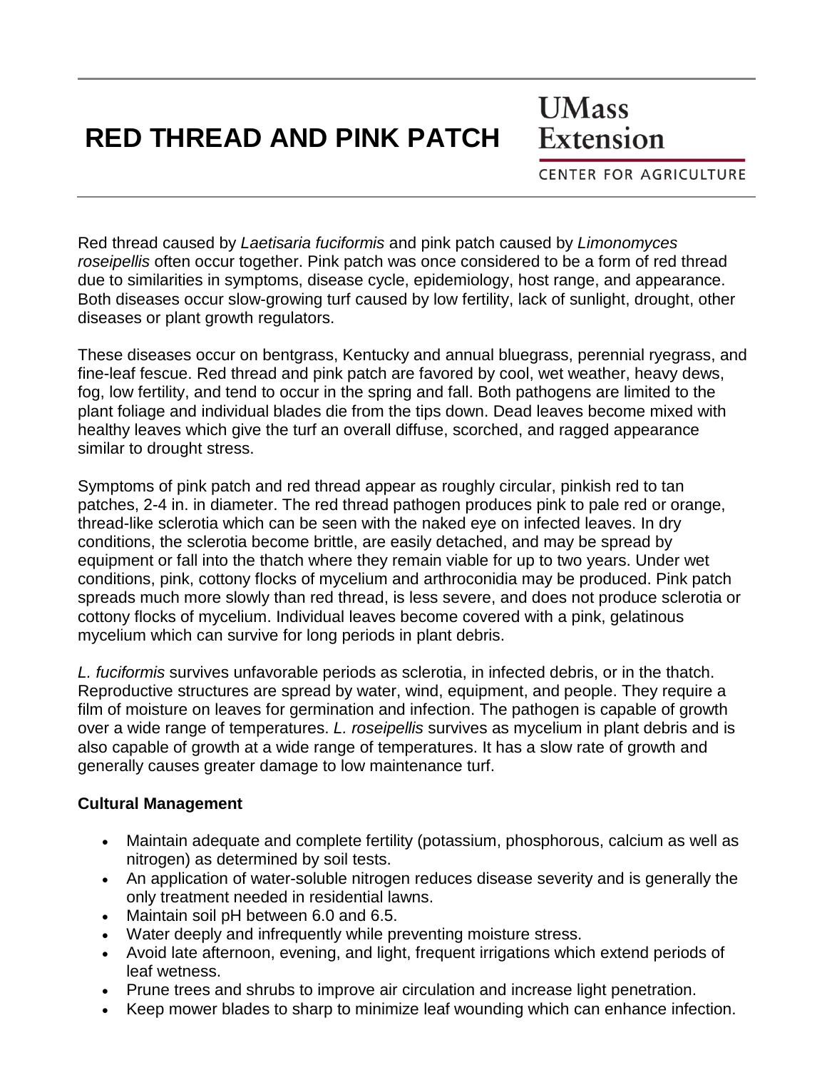# RED THREAD AND PINK PATCH

UMass Extension
CENTER FOR AGRICULTURE

Red thread caused by *Laetisaria fuciformis* and pink patch caused by *Limonomyces roseipellis* often occur together. Pink patch was once considered to be a form of red thread due to similarities in symptoms, disease cycle, epidemiology, host range, and appearance. Both diseases occur slow-growing turf caused by low fertility, lack of sunlight, drought, other diseases or plant growth regulators.

These diseases occur on bentgrass, Kentucky and annual bluegrass, perennial ryegrass, and fine-leaf fescue. Red thread and pink patch are favored by cool, wet weather, heavy dews, fog, low fertility, and tend to occur in the spring and fall. Both pathogens are limited to the plant foliage and individual blades die from the tips down. Dead leaves become mixed with healthy leaves which give the turf an overall diffuse, scorched, and ragged appearance similar to drought stress.

Symptoms of pink patch and red thread appear as roughly circular, pinkish red to tan patches, 2-4 in. in diameter. The red thread pathogen produces pink to pale red or orange, thread-like sclerotia which can be seen with the naked eye on infected leaves. In dry conditions, the sclerotia become brittle, are easily detached, and may be spread by equipment or fall into the thatch where they remain viable for up to two years. Under wet conditions, pink, cottony flocks of mycelium and arthroconidia may be produced. Pink patch spreads much more slowly than red thread, is less severe, and does not produce sclerotia or cottony flocks of mycelium. Individual leaves become covered with a pink, gelatinous mycelium which can survive for long periods in plant debris.

*L. fuciformis* survives unfavorable periods as sclerotia, in infected debris, or in the thatch. Reproductive structures are spread by water, wind, equipment, and people. They require a film of moisture on leaves for germination and infection. The pathogen is capable of growth over a wide range of temperatures. *L. roseipellis* survives as mycelium in plant debris and is also capable of growth at a wide range of temperatures. It has a slow rate of growth and generally causes greater damage to low maintenance turf.

**Cultural Management**

- Maintain adequate and complete fertility (potassium, phosphorous, calcium as well as nitrogen) as determined by soil tests.
- An application of water-soluble nitrogen reduces disease severity and is generally the only treatment needed in residential lawns.
- Maintain soil pH between 6.0 and 6.5.
- Water deeply and infrequently while preventing moisture stress.
- Avoid late afternoon, evening, and light, frequent irrigations which extend periods of leaf wetness.
- Prune trees and shrubs to improve air circulation and increase light penetration.
- Keep mower blades to sharp to minimize leaf wounding which can enhance infection.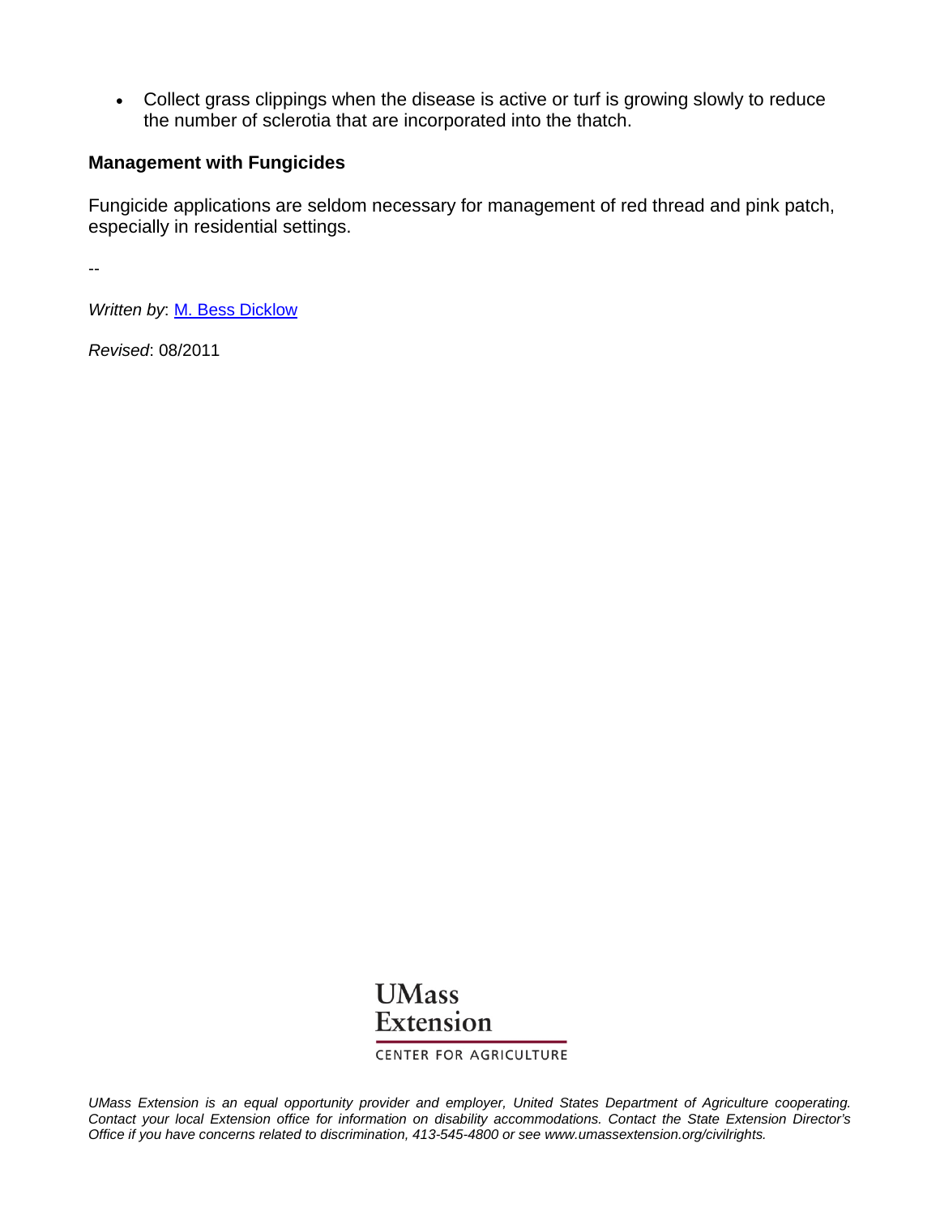- Collect grass clippings when the disease is active or turf is growing slowly to reduce the number of sclerotia that are incorporated into the thatch.

**Management with Fungicides**

Fungicide applications are seldom necessary for management of red thread and pink patch, especially in residential settings.

--

*Written by*: [M. Bess Dicklow]

*Revised*: 08/2011

UMass Extension

CENTER FOR AGRICULTURE

*UMass Extension is an equal opportunity provider and employer, United States Department of Agriculture cooperating. Contact your local Extension office for information on disability accommodations. Contact the State Extension Director's Office if you have concerns related to discrimination, 413-545-4800 or see www.umassextension.org/civilrights.*